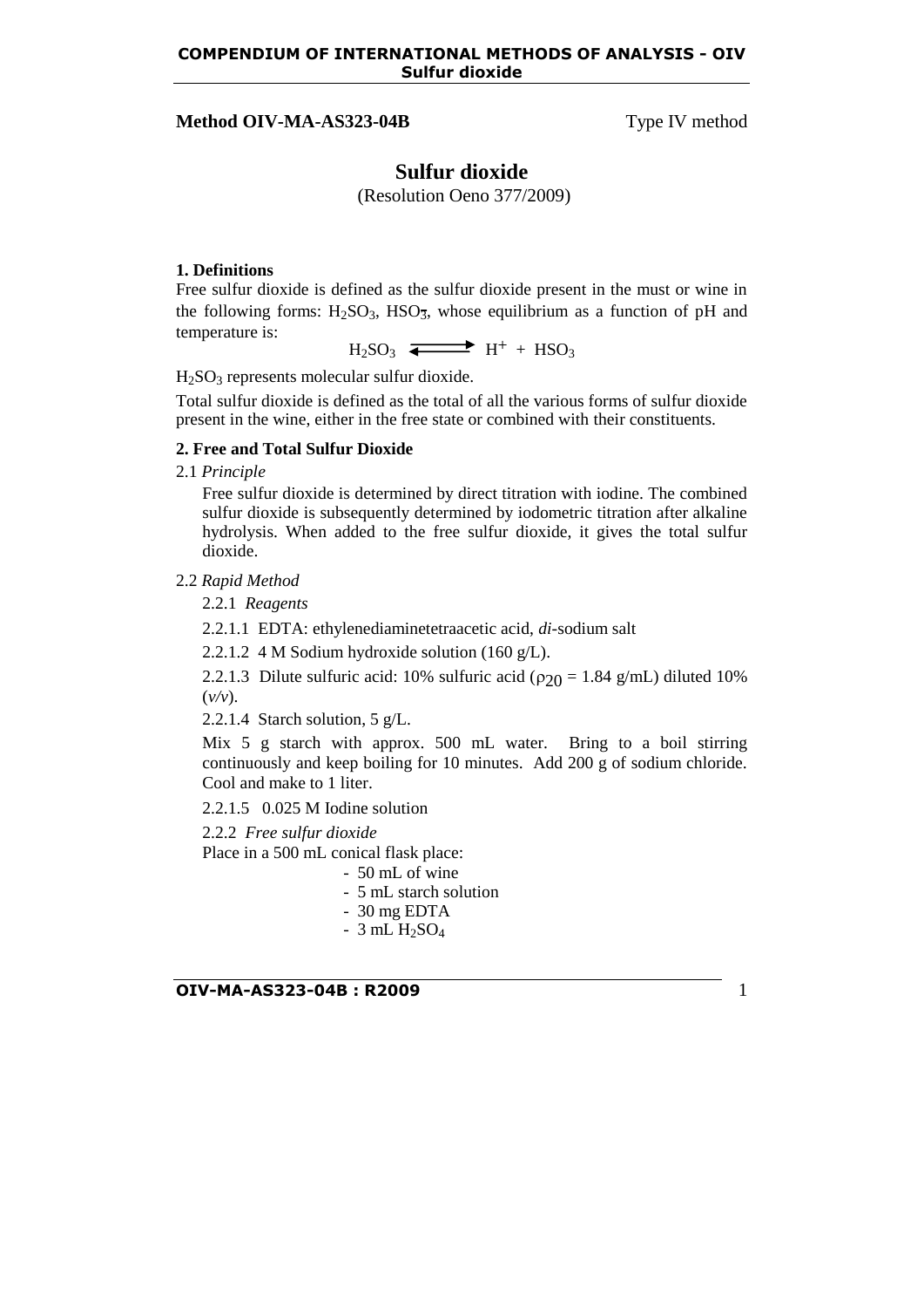**Method OIV-MA-AS323-04B** Type IV method

# Sulfur dioxide

(Resolution Oeno 377/2009)

### 1. Definitions

Free sulfur dioxide is defined as the sulfur dioxide present in the must or wine in the following forms: $H_2SO_3$, $HSO_3^-$, whose equilibrium as a function of pH and temperature is:

$$H_2SO_3 \rightleftarrows H^+ + HSO_3$$

$H_2SO_3$ represents molecular sulfur dioxide.

Total sulfur dioxide is defined as the total of all the various forms of sulfur dioxide present in the wine, either in the free state or combined with their constituents.

### 2. Free and Total Sulfur Dioxide

2.1 *Principle*

Free sulfur dioxide is determined by direct titration with iodine. The combined sulfur dioxide is subsequently determined by iodometric titration after alkaline hydrolysis. When added to the free sulfur dioxide, it gives the total sulfur dioxide.

2.2 *Rapid Method*

2.2.1 *Reagents*

2.2.1.1 EDTA: ethylenediaminetetraacetic acid, *di*-sodium salt

2.2.1.2 4 M Sodium hydroxide solution (160 g/L).

2.2.1.3 Dilute sulfuric acid: 10% sulfuric acid ($\rho_{20}$ = 1.84 g/mL) diluted 10% (*v/v*).

2.2.1.4 Starch solution, 5 g/L.

Mix 5 g starch with approx. 500 mL water. Bring to a boil stirring continuously and keep boiling for 10 minutes. Add 200 g of sodium chloride. Cool and make to 1 liter.

2.2.1.5 0.025 M Iodine solution

2.2.2 *Free sulfur dioxide*

Place in a 500 mL conical flask place:

- 50 mL of wine
- 5 mL starch solution
- 30 mg EDTA
- 3 mL $H_2SO_4$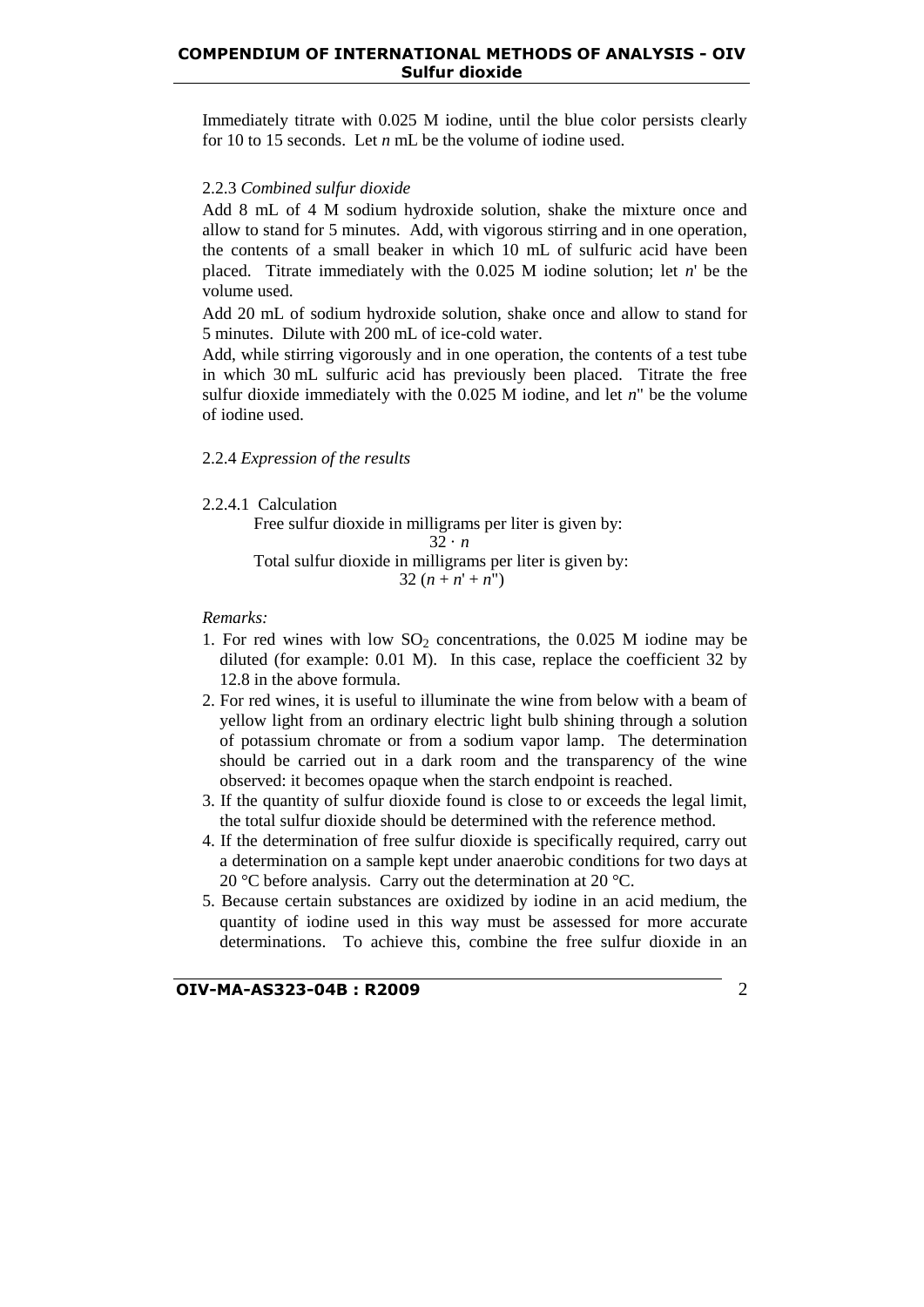Immediately titrate with 0.025 M iodine, until the blue color persists clearly for 10 to 15 seconds. Let $n$ mL be the volume of iodine used.

2.2.3 *Combined sulfur dioxide*

Add 8 mL of 4 M sodium hydroxide solution, shake the mixture once and allow to stand for 5 minutes. Add, with vigorous stirring and in one operation, the contents of a small beaker in which 10 mL of sulfuric acid have been placed. Titrate immediately with the 0.025 M iodine solution; let $n'$ be the volume used.

Add 20 mL of sodium hydroxide solution, shake once and allow to stand for 5 minutes. Dilute with 200 mL of ice-cold water.

Add, while stirring vigorously and in one operation, the contents of a test tube in which 30 mL sulfuric acid has previously been placed. Titrate the free sulfur dioxide immediately with the 0.025 M iodine, and let $n''$ be the volume of iodine used.

2.2.4 *Expression of the results*

2.2.4.1 Calculation

Free sulfur dioxide in milligrams per liter is given by:

$$32 \cdot n$$

Total sulfur dioxide in milligrams per liter is given by:

$$32\,(n + n' + n'')$$

*Remarks:*

1. For red wines with low $SO_2$ concentrations, the 0.025 M iodine may be diluted (for example: 0.01 M). In this case, replace the coefficient 32 by 12.8 in the above formula.
2. For red wines, it is useful to illuminate the wine from below with a beam of yellow light from an ordinary electric light bulb shining through a solution of potassium chromate or from a sodium vapor lamp. The determination should be carried out in a dark room and the transparency of the wine observed: it becomes opaque when the starch endpoint is reached.
3. If the quantity of sulfur dioxide found is close to or exceeds the legal limit, the total sulfur dioxide should be determined with the reference method.
4. If the determination of free sulfur dioxide is specifically required, carry out a determination on a sample kept under anaerobic conditions for two days at 20 °C before analysis. Carry out the determination at 20 °C.
5. Because certain substances are oxidized by iodine in an acid medium, the quantity of iodine used in this way must be assessed for more accurate determinations. To achieve this, combine the free sulfur dioxide in an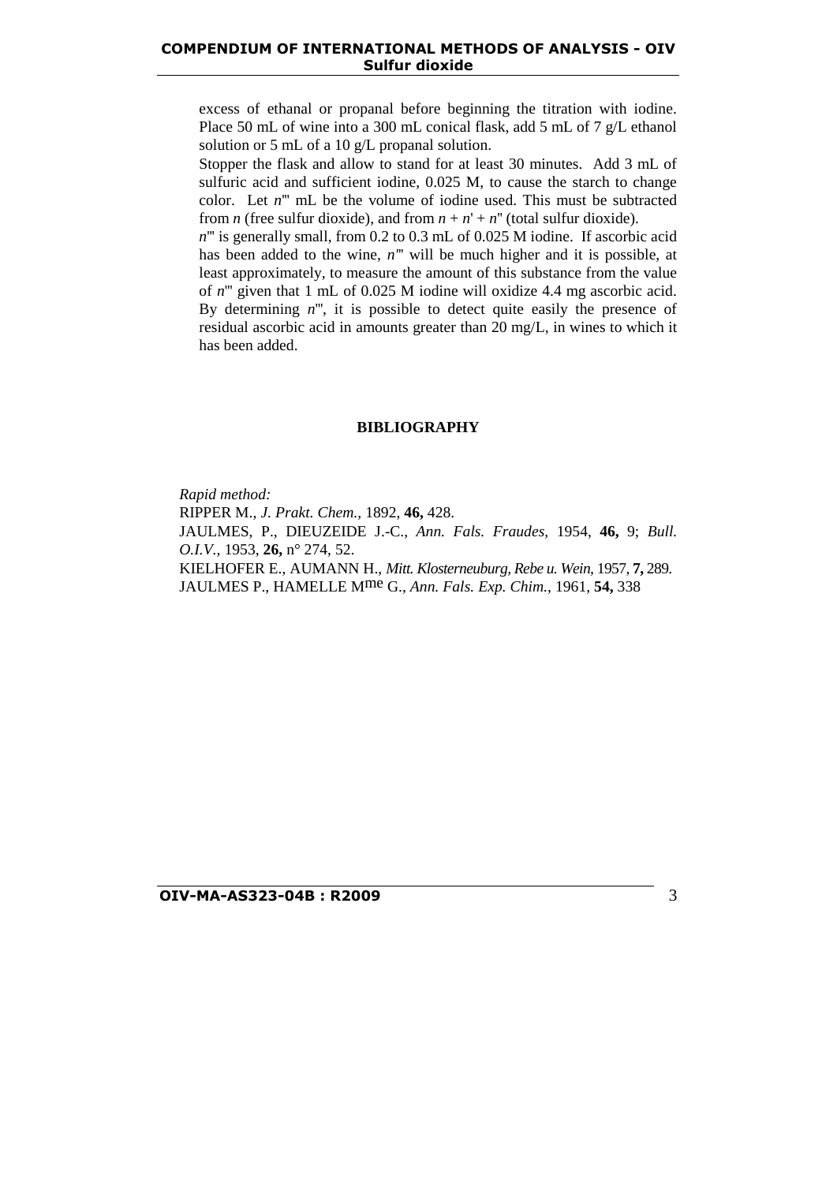excess of ethanal or propanal before beginning the titration with iodine. Place 50 mL of wine into a 300 mL conical flask, add 5 mL of 7 g/L ethanol solution or 5 mL of a 10 g/L propanal solution.

Stopper the flask and allow to stand for at least 30 minutes. Add 3 mL of sulfuric acid and sufficient iodine, 0.025 M, to cause the starch to change color. Let $n'''$ mL be the volume of iodine used. This must be subtracted from $n$ (free sulfur dioxide), and from $n + n' + n''$ (total sulfur dioxide).

$n'''$ is generally small, from 0.2 to 0.3 mL of 0.025 M iodine. If ascorbic acid has been added to the wine, $n'''$ will be much higher and it is possible, at least approximately, to measure the amount of this substance from the value of $n'''$ given that 1 mL of 0.025 M iodine will oxidize 4.4 mg ascorbic acid. By determining $n'''$, it is possible to detect quite easily the presence of residual ascorbic acid in amounts greater than 20 mg/L, in wines to which it has been added.

## BIBLIOGRAPHY

*Rapid method:*

RIPPER M., *J. Prakt. Chem.,* 1892, **46,** 428.

JAULMES, P., DIEUZEIDE J.-C., *Ann. Fals. Fraudes,* 1954, **46,** 9; *Bull. O.I.V.,* 1953, **26,** n° 274, 52.

KIELHOFER E., AUMANN H., *Mitt. Klosterneuburg, Rebe u. Wein,* 1957, **7,** 289.

JAULMES P., HAMELLE Mme G., *Ann. Fals. Exp. Chim.,* 1961, **54,** 338